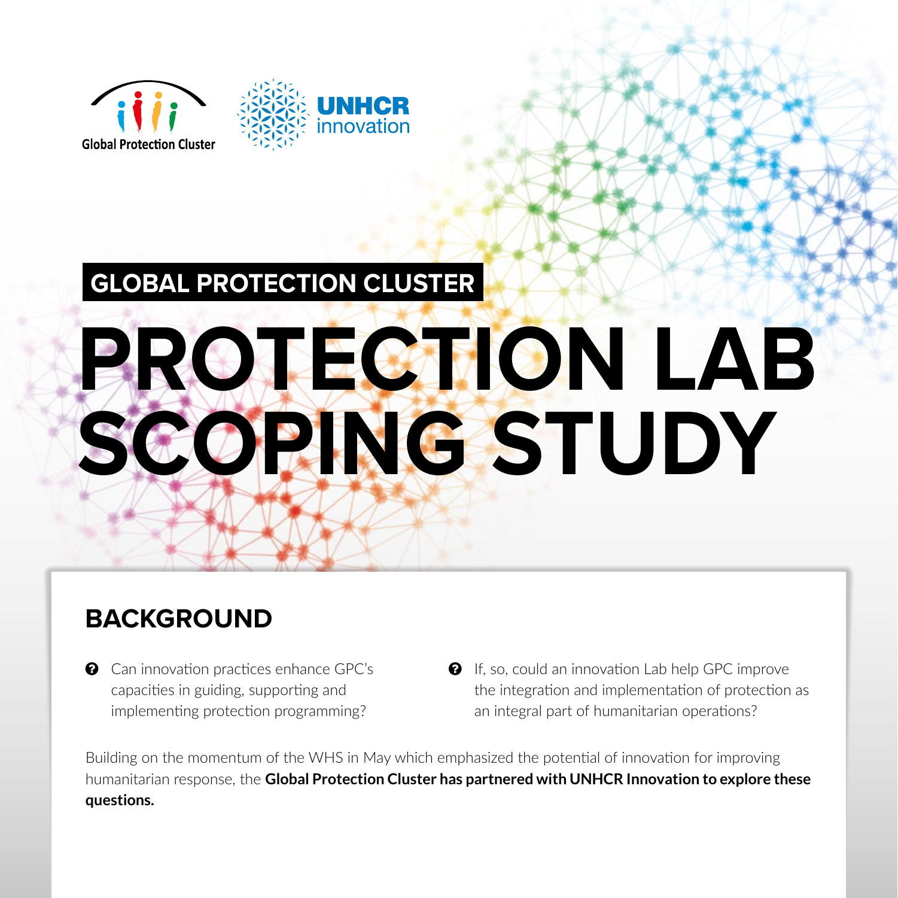Global Protection Cluster

UNHCR innovation

GLOBAL PROTECTION CLUSTER

# PROTECTION LAB SCOPING STUDY

## BACKGROUND

- Can innovation practices enhance GPC's capacities in guiding, supporting and implementing protection programming?
- If, so, could an innovation Lab help GPC improve the integration and implementation of protection as an integral part of humanitarian operations?

Building on the momentum of the WHS in May which emphasized the potential of innovation for improving humanitarian response, the **Global Protection Cluster has partnered with UNHCR Innovation to explore these questions.**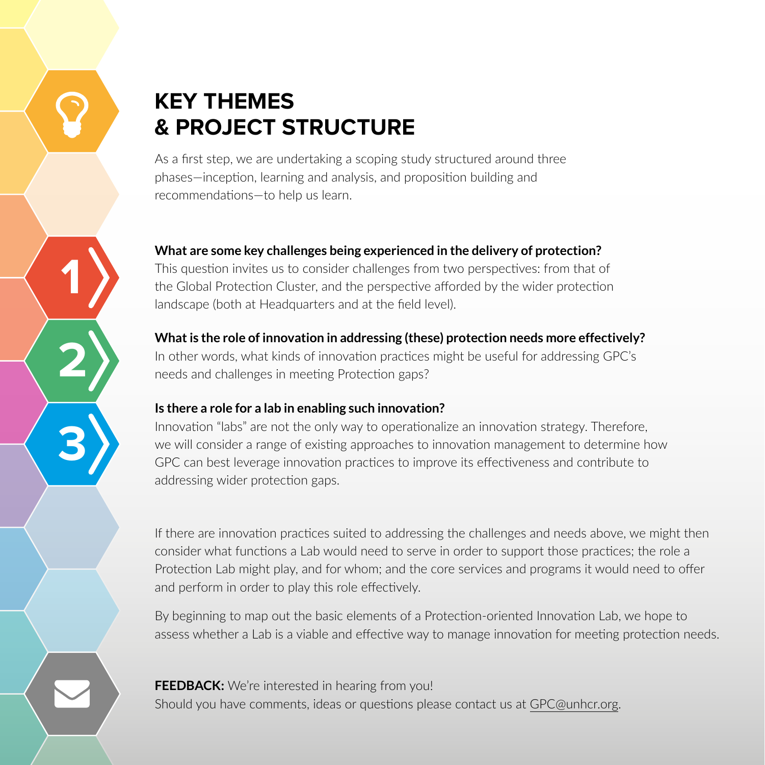# KEY THEMES & PROJECT STRUCTURE

As a first step, we are undertaking a scoping study structured around three phases—inception, learning and analysis, and proposition building and recommendations—to help us learn.

1. **What are some key challenges being experienced in the delivery of protection?**
   This question invites us to consider challenges from two perspectives: from that of the Global Protection Cluster, and the perspective afforded by the wider protection landscape (both at Headquarters and at the field level).

2. **What is the role of innovation in addressing (these) protection needs more effectively?**
   In other words, what kinds of innovation practices might be useful for addressing GPC's needs and challenges in meeting Protection gaps?

3. **Is there a role for a lab in enabling such innovation?**
   Innovation "labs" are not the only way to operationalize an innovation strategy. Therefore, we will consider a range of existing approaches to innovation management to determine how GPC can best leverage innovation practices to improve its effectiveness and contribute to addressing wider protection gaps.

If there are innovation practices suited to addressing the challenges and needs above, we might then consider what functions a Lab would need to serve in order to support those practices; the role a Protection Lab might play, and for whom; and the core services and programs it would need to offer and perform in order to play this role effectively.

By beginning to map out the basic elements of a Protection-oriented Innovation Lab, we hope to assess whether a Lab is a viable and effective way to manage innovation for meeting protection needs.

**FEEDBACK:** We're interested in hearing from you!
Should you have comments, ideas or questions please contact us at GPC@unhcr.org.